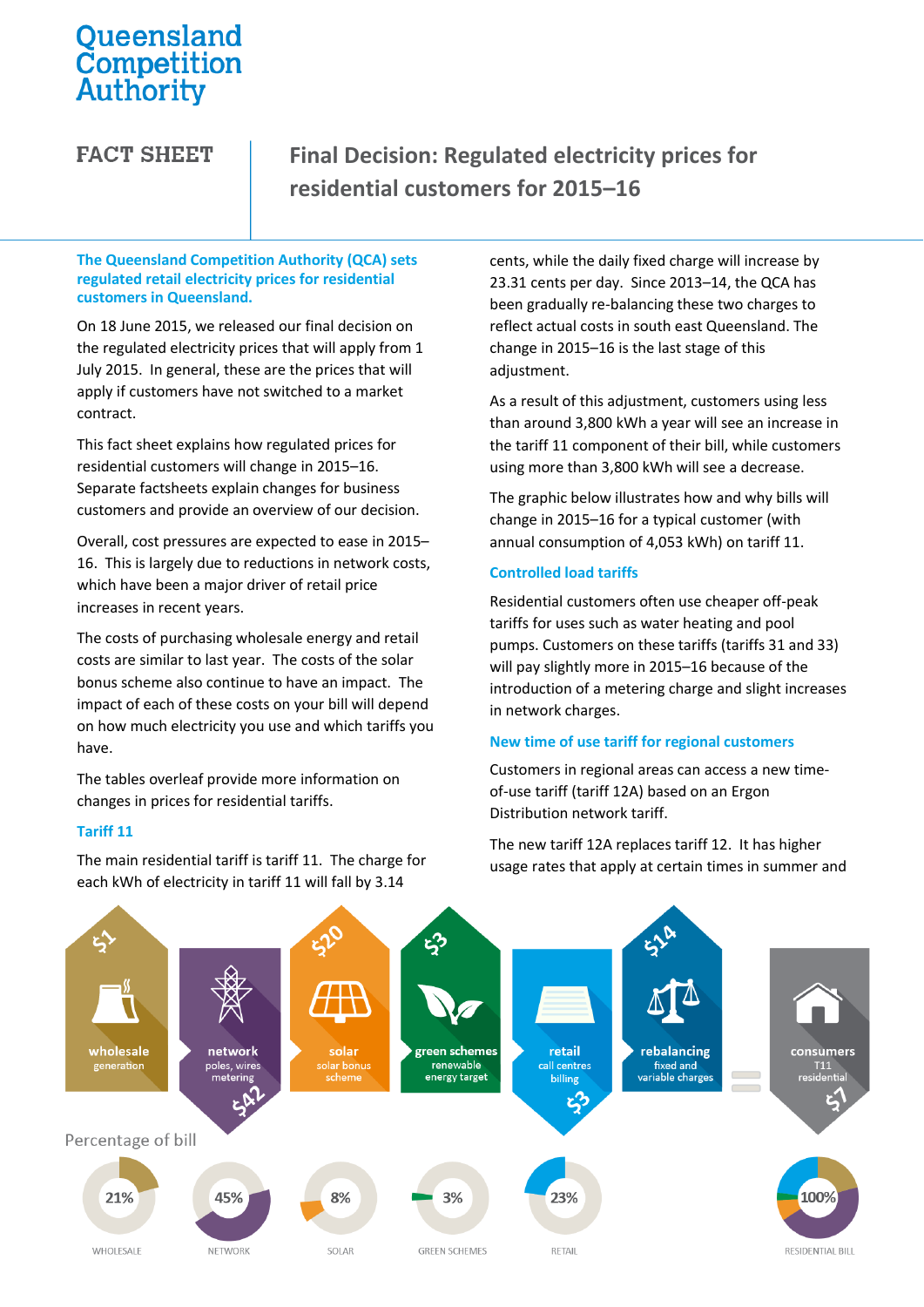# Queensland Competition Authority

**FACT SHEET**

## Final Decision: Regulated electricity prices for residential customers for 2015–16

**The Queensland Competition Authority (QCA) sets regulated retail electricity prices for residential customers in Queensland.**

On 18 June 2015, we released our final decision on the regulated electricity prices that will apply from 1 July 2015. In general, these are the prices that will apply if customers have not switched to a market contract.

This fact sheet explains how regulated prices for residential customers will change in 2015–16. Separate factsheets explain changes for business customers and provide an overview of our decision.

Overall, cost pressures are expected to ease in 2015–16. This is largely due to reductions in network costs, which have been a major driver of retail price increases in recent years.

The costs of purchasing wholesale energy and retail costs are similar to last year. The costs of the solar bonus scheme also continue to have an impact. The impact of each of these costs on your bill will depend on how much electricity you use and which tariffs you have.

The tables overleaf provide more information on changes in prices for residential tariffs.

### Tariff 11

The main residential tariff is tariff 11. The charge for each kWh of electricity in tariff 11 will fall by 3.14 cents, while the daily fixed charge will increase by 23.31 cents per day. Since 2013–14, the QCA has been gradually re-balancing these two charges to reflect actual costs in south east Queensland. The change in 2015–16 is the last stage of this adjustment.

As a result of this adjustment, customers using less than around 3,800 kWh a year will see an increase in the tariff 11 component of their bill, while customers using more than 3,800 kWh will see a decrease.

The graphic below illustrates how and why bills will change in 2015–16 for a typical customer (with annual consumption of 4,053 kWh) on tariff 11.

### Controlled load tariffs

Residential customers often use cheaper off-peak tariffs for uses such as water heating and pool pumps. Customers on these tariffs (tariffs 31 and 33) will pay slightly more in 2015–16 because of the introduction of a metering charge and slight increases in network charges.

### New time of use tariff for regional customers

Customers in regional areas can access a new time-of-use tariff (tariff 12A) based on an Ergon Distribution network tariff.

The new tariff 12A replaces tariff 12. It has higher usage rates that apply at certain times in summer and

$1
wholesale
generation

$42
network
poles, wires
metering

$20
solar
solar bonus
scheme

$3
green schemes
renewable
energy target

$3
retail
call centres
billing

$14
rebalancing
fixed and
variable charges

$7
consumers
T11
residential

Percentage of bill

21%
WHOLESALE

45%
NETWORK

8%
SOLAR

3%
GREEN SCHEMES

23%
RETAIL

100%
RESIDENTIAL BILL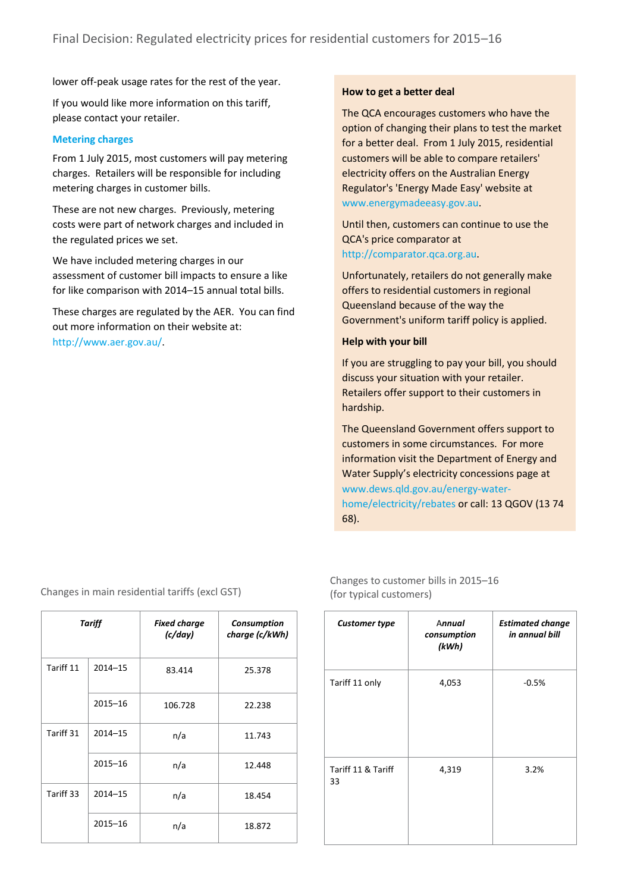lower off-peak usage rates for the rest of the year.

If you would like more information on this tariff, please contact your retailer.

### Metering charges

From 1 July 2015, most customers will pay metering charges. Retailers will be responsible for including metering charges in customer bills.

These are not new charges. Previously, metering costs were part of network charges and included in the regulated prices we set.

We have included metering charges in our assessment of customer bill impacts to ensure a like for like comparison with 2014–15 annual total bills.

These charges are regulated by the AER. You can find out more information on their website at: http://www.aer.gov.au/.

**How to get a better deal**

The QCA encourages customers who have the option of changing their plans to test the market for a better deal. From 1 July 2015, residential customers will be able to compare retailers' electricity offers on the Australian Energy Regulator's 'Energy Made Easy' website at www.energymadeeasy.gov.au.

Until then, customers can continue to use the QCA's price comparator at http://comparator.qca.org.au.

Unfortunately, retailers do not generally make offers to residential customers in regional Queensland because of the way the Government's uniform tariff policy is applied.

**Help with your bill**

If you are struggling to pay your bill, you should discuss your situation with your retailer. Retailers offer support to their customers in hardship.

The Queensland Government offers support to customers in some circumstances. For more information visit the Department of Energy and Water Supply's electricity concessions page at www.dews.qld.gov.au/energy-water-home/electricity/rebates or call: 13 QGOV (13 74 68).

Changes in main residential tariffs (excl GST)

| *Tariff* | | *Fixed charge (c/day)* | *Consumption charge (c/kWh)* |
|---|---|---|---|
| Tariff 11 | 2014–15 | 83.414 | 25.378 |
| | 2015–16 | 106.728 | 22.238 |
| Tariff 31 | 2014–15 | n/a | 11.743 |
| | 2015–16 | n/a | 12.448 |
| Tariff 33 | 2014–15 | n/a | 18.454 |
| | 2015–16 | n/a | 18.872 |

Changes to customer bills in 2015–16 (for typical customers)

| *Customer type* | *Annual consumption (kWh)* | *Estimated change in annual bill* |
|---|---|---|
| Tariff 11 only | 4,053 | -0.5% |
| Tariff 11 & Tariff 33 | 4,319 | 3.2% |